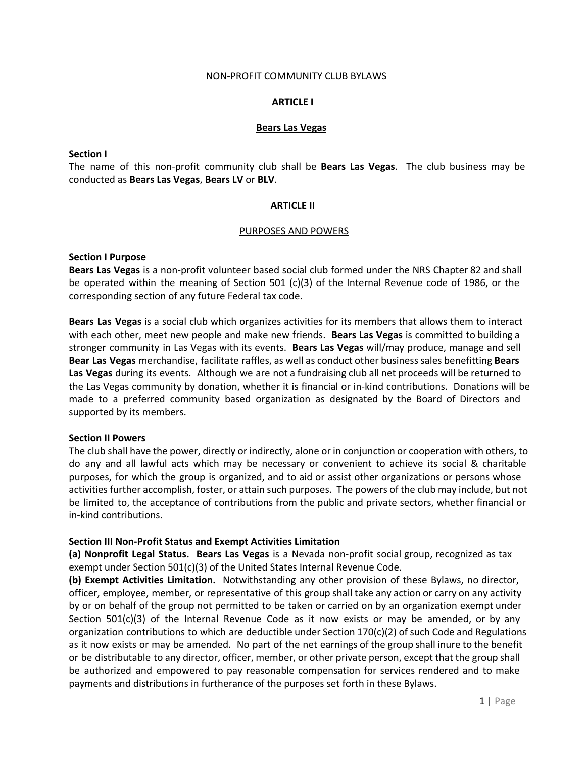NON-PROFIT COMMUNITY CLUB BYLAWS

# ARTICLE I

## <u>Bears Las Vegas</u>

**Section I**
The name of this non-profit community club shall be **Bears Las Vegas**. The club business may be conducted as **Bears Las Vegas**, **Bears LV** or **BLV**.

# ARTICLE II

## <u>PURPOSES AND POWERS</u>

**Section I Purpose**
**Bears Las Vegas** is a non-profit volunteer based social club formed under the NRS Chapter 82 and shall be operated within the meaning of Section 501 (c)(3) of the Internal Revenue code of 1986, or the corresponding section of any future Federal tax code.

**Bears Las Vegas** is a social club which organizes activities for its members that allows them to interact with each other, meet new people and make new friends. **Bears Las Vegas** is committed to building a stronger community in Las Vegas with its events. **Bears Las Vegas** will/may produce, manage and sell **Bear Las Vegas** merchandise, facilitate raffles, as well as conduct other business sales benefitting **Bears Las Vegas** during its events. Although we are not a fundraising club all net proceeds will be returned to the Las Vegas community by donation, whether it is financial or in-kind contributions. Donations will be made to a preferred community based organization as designated by the Board of Directors and supported by its members.

**Section II Powers**
The club shall have the power, directly or indirectly, alone or in conjunction or cooperation with others, to do any and all lawful acts which may be necessary or convenient to achieve its social & charitable purposes, for which the group is organized, and to aid or assist other organizations or persons whose activities further accomplish, foster, or attain such purposes. The powers of the club may include, but not be limited to, the acceptance of contributions from the public and private sectors, whether financial or in-kind contributions.

**Section III Non-Profit Status and Exempt Activities Limitation**
**(a) Nonprofit Legal Status. Bears Las Vegas** is a Nevada non-profit social group, recognized as tax exempt under Section 501(c)(3) of the United States Internal Revenue Code.
**(b) Exempt Activities Limitation.** Notwithstanding any other provision of these Bylaws, no director, officer, employee, member, or representative of this group shall take any action or carry on any activity by or on behalf of the group not permitted to be taken or carried on by an organization exempt under Section 501(c)(3) of the Internal Revenue Code as it now exists or may be amended, or by any organization contributions to which are deductible under Section 170(c)(2) of such Code and Regulations as it now exists or may be amended. No part of the net earnings of the group shall inure to the benefit or be distributable to any director, officer, member, or other private person, except that the group shall be authorized and empowered to pay reasonable compensation for services rendered and to make payments and distributions in furtherance of the purposes set forth in these Bylaws.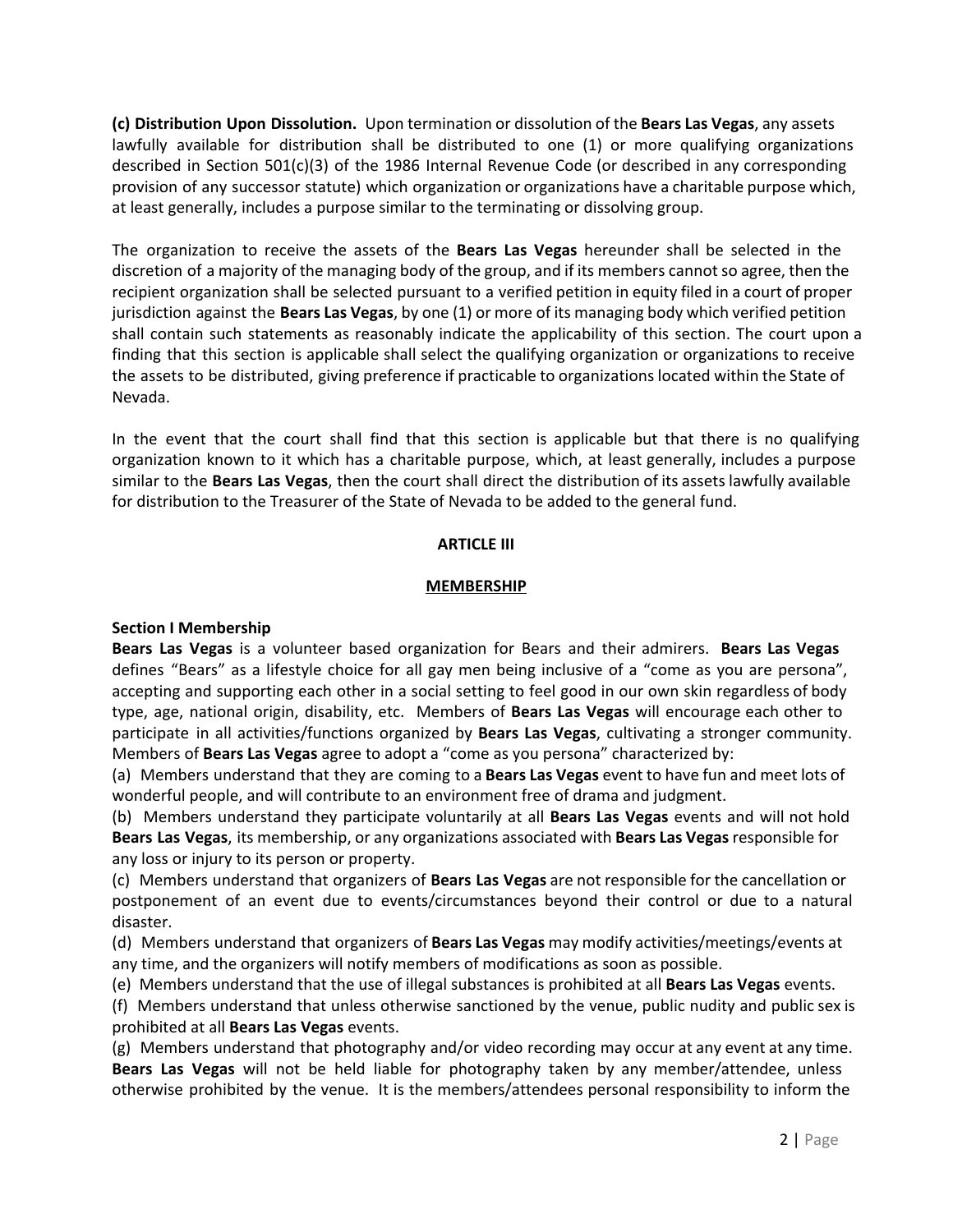**(c) Distribution Upon Dissolution.** Upon termination or dissolution of the **Bears Las Vegas**, any assets lawfully available for distribution shall be distributed to one (1) or more qualifying organizations described in Section 501(c)(3) of the 1986 Internal Revenue Code (or described in any corresponding provision of any successor statute) which organization or organizations have a charitable purpose which, at least generally, includes a purpose similar to the terminating or dissolving group.

The organization to receive the assets of the **Bears Las Vegas** hereunder shall be selected in the discretion of a majority of the managing body of the group, and if its members cannot so agree, then the recipient organization shall be selected pursuant to a verified petition in equity filed in a court of proper jurisdiction against the **Bears Las Vegas**, by one (1) or more of its managing body which verified petition shall contain such statements as reasonably indicate the applicability of this section. The court upon a finding that this section is applicable shall select the qualifying organization or organizations to receive the assets to be distributed, giving preference if practicable to organizations located within the State of Nevada.

In the event that the court shall find that this section is applicable but that there is no qualifying organization known to it which has a charitable purpose, which, at least generally, includes a purpose similar to the **Bears Las Vegas**, then the court shall direct the distribution of its assets lawfully available for distribution to the Treasurer of the State of Nevada to be added to the general fund.

## ARTICLE III

## MEMBERSHIP

### Section I Membership

**Bears Las Vegas** is a volunteer based organization for Bears and their admirers. **Bears Las Vegas** defines "Bears" as a lifestyle choice for all gay men being inclusive of a "come as you are persona", accepting and supporting each other in a social setting to feel good in our own skin regardless of body type, age, national origin, disability, etc. Members of **Bears Las Vegas** will encourage each other to participate in all activities/functions organized by **Bears Las Vegas**, cultivating a stronger community. Members of **Bears Las Vegas** agree to adopt a "come as you persona" characterized by:

(a) Members understand that they are coming to a **Bears Las Vegas** event to have fun and meet lots of wonderful people, and will contribute to an environment free of drama and judgment.

(b) Members understand they participate voluntarily at all **Bears Las Vegas** events and will not hold **Bears Las Vegas**, its membership, or any organizations associated with **Bears Las Vegas** responsible for any loss or injury to its person or property.

(c) Members understand that organizers of **Bears Las Vegas** are not responsible for the cancellation or postponement of an event due to events/circumstances beyond their control or due to a natural disaster.

(d) Members understand that organizers of **Bears Las Vegas** may modify activities/meetings/events at any time, and the organizers will notify members of modifications as soon as possible.

(e) Members understand that the use of illegal substances is prohibited at all **Bears Las Vegas** events.

(f) Members understand that unless otherwise sanctioned by the venue, public nudity and public sex is prohibited at all **Bears Las Vegas** events.

(g) Members understand that photography and/or video recording may occur at any event at any time. **Bears Las Vegas** will not be held liable for photography taken by any member/attendee, unless otherwise prohibited by the venue. It is the members/attendees personal responsibility to inform the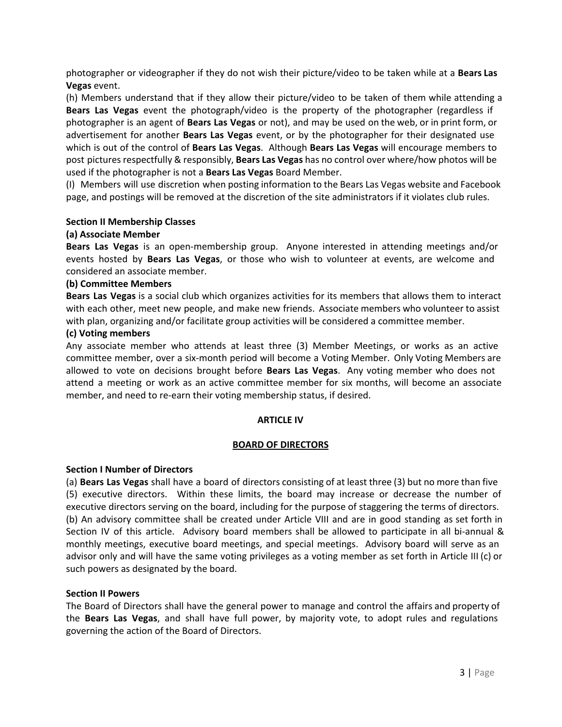photographer or videographer if they do not wish their picture/video to be taken while at a **Bears Las Vegas** event.

(h) Members understand that if they allow their picture/video to be taken of them while attending a **Bears Las Vegas** event the photograph/video is the property of the photographer (regardless if photographer is an agent of **Bears Las Vegas** or not), and may be used on the web, or in print form, or advertisement for another **Bears Las Vegas** event, or by the photographer for their designated use which is out of the control of **Bears Las Vegas**. Although **Bears Las Vegas** will encourage members to post pictures respectfully & responsibly, **Bears Las Vegas** has no control over where/how photos will be used if the photographer is not a **Bears Las Vegas** Board Member.

(I) Members will use discretion when posting information to the Bears Las Vegas website and Facebook page, and postings will be removed at the discretion of the site administrators if it violates club rules.

**Section II Membership Classes**

**(a) Associate Member**

**Bears Las Vegas** is an open-membership group. Anyone interested in attending meetings and/or events hosted by **Bears Las Vegas**, or those who wish to volunteer at events, are welcome and considered an associate member.

**(b) Committee Members**

**Bears Las Vegas** is a social club which organizes activities for its members that allows them to interact with each other, meet new people, and make new friends. Associate members who volunteer to assist with plan, organizing and/or facilitate group activities will be considered a committee member.

**(c) Voting members**

Any associate member who attends at least three (3) Member Meetings, or works as an active committee member, over a six-month period will become a Voting Member. Only Voting Members are allowed to vote on decisions brought before **Bears Las Vegas**. Any voting member who does not attend a meeting or work as an active committee member for six months, will become an associate member, and need to re-earn their voting membership status, if desired.

## ARTICLE IV

## BOARD OF DIRECTORS

**Section I Number of Directors**

(a) **Bears Las Vegas** shall have a board of directors consisting of at least three (3) but no more than five (5) executive directors. Within these limits, the board may increase or decrease the number of executive directors serving on the board, including for the purpose of staggering the terms of directors.

(b) An advisory committee shall be created under Article VIII and are in good standing as set forth in Section IV of this article. Advisory board members shall be allowed to participate in all bi-annual & monthly meetings, executive board meetings, and special meetings. Advisory board will serve as an advisor only and will have the same voting privileges as a voting member as set forth in Article III (c) or such powers as designated by the board.

**Section II Powers**

The Board of Directors shall have the general power to manage and control the affairs and property of the **Bears Las Vegas**, and shall have full power, by majority vote, to adopt rules and regulations governing the action of the Board of Directors.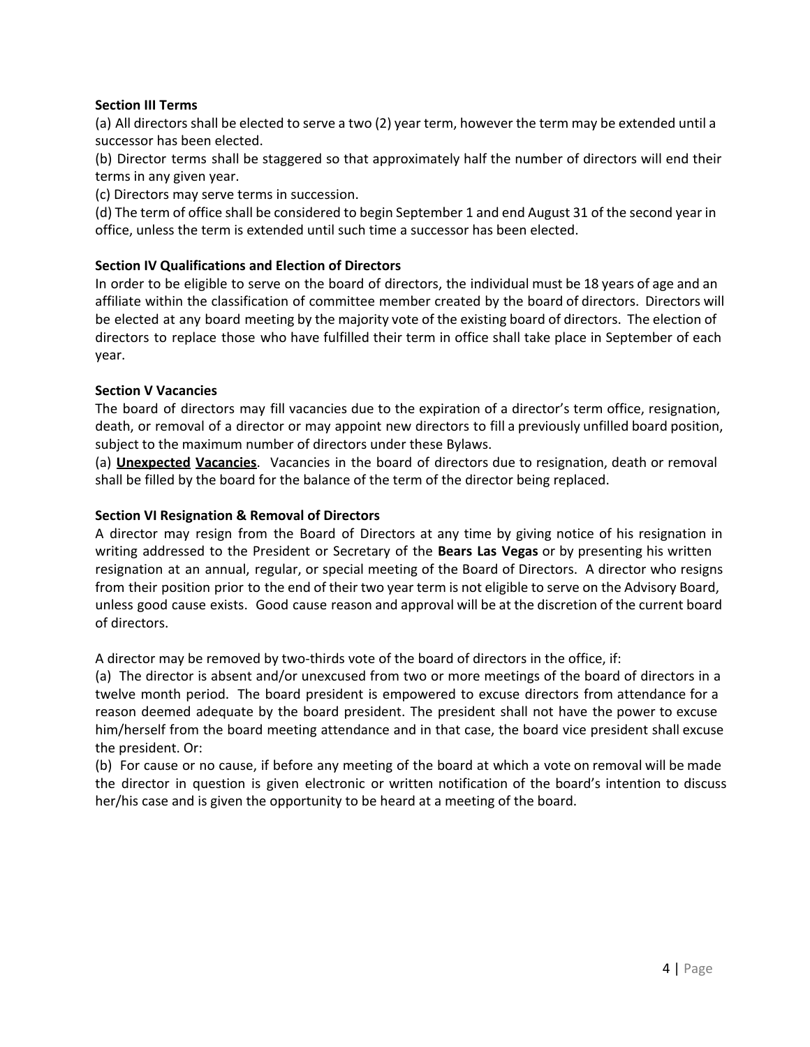**Section III Terms**

(a) All directors shall be elected to serve a two (2) year term, however the term may be extended until a successor has been elected.

(b) Director terms shall be staggered so that approximately half the number of directors will end their terms in any given year.

(c) Directors may serve terms in succession.

(d) The term of office shall be considered to begin September 1 and end August 31 of the second year in office, unless the term is extended until such time a successor has been elected.

**Section IV Qualifications and Election of Directors**

In order to be eligible to serve on the board of directors, the individual must be 18 years of age and an affiliate within the classification of committee member created by the board of directors. Directors will be elected at any board meeting by the majority vote of the existing board of directors. The election of directors to replace those who have fulfilled their term in office shall take place in September of each year.

**Section V Vacancies**

The board of directors may fill vacancies due to the expiration of a director's term office, resignation, death, or removal of a director or may appoint new directors to fill a previously unfilled board position, subject to the maximum number of directors under these Bylaws.

(a) **<u>Unexpected</u> <u>Vacancies</u>**. Vacancies in the board of directors due to resignation, death or removal shall be filled by the board for the balance of the term of the director being replaced.

**Section VI Resignation & Removal of Directors**

A director may resign from the Board of Directors at any time by giving notice of his resignation in writing addressed to the President or Secretary of the **Bears Las Vegas** or by presenting his written resignation at an annual, regular, or special meeting of the Board of Directors. A director who resigns from their position prior to the end of their two year term is not eligible to serve on the Advisory Board, unless good cause exists. Good cause reason and approval will be at the discretion of the current board of directors.

A director may be removed by two-thirds vote of the board of directors in the office, if:

(a) The director is absent and/or unexcused from two or more meetings of the board of directors in a twelve month period. The board president is empowered to excuse directors from attendance for a reason deemed adequate by the board president. The president shall not have the power to excuse him/herself from the board meeting attendance and in that case, the board vice president shall excuse the president. Or:

(b) For cause or no cause, if before any meeting of the board at which a vote on removal will be made the director in question is given electronic or written notification of the board's intention to discuss her/his case and is given the opportunity to be heard at a meeting of the board.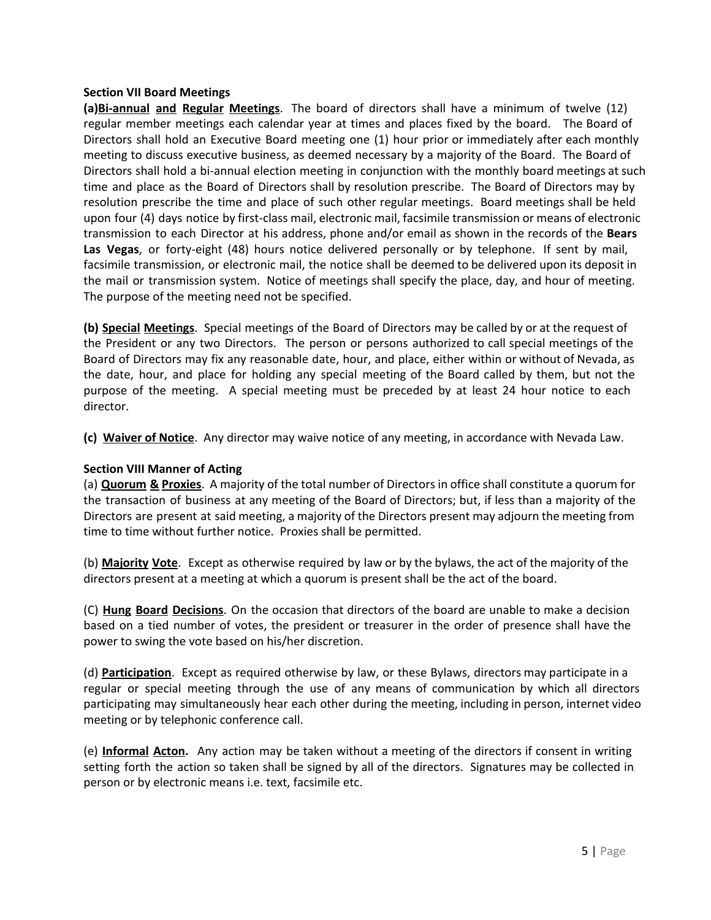### Section VII Board Meetings

**(a)Bi-annual and Regular Meetings**. The board of directors shall have a minimum of twelve (12) regular member meetings each calendar year at times and places fixed by the board. The Board of Directors shall hold an Executive Board meeting one (1) hour prior or immediately after each monthly meeting to discuss executive business, as deemed necessary by a majority of the Board. The Board of Directors shall hold a bi-annual election meeting in conjunction with the monthly board meetings at such time and place as the Board of Directors shall by resolution prescribe. The Board of Directors may by resolution prescribe the time and place of such other regular meetings. Board meetings shall be held upon four (4) days notice by first-class mail, electronic mail, facsimile transmission or means of electronic transmission to each Director at his address, phone and/or email as shown in the records of the **Bears Las Vegas**, or forty-eight (48) hours notice delivered personally or by telephone. If sent by mail, facsimile transmission, or electronic mail, the notice shall be deemed to be delivered upon its deposit in the mail or transmission system. Notice of meetings shall specify the place, day, and hour of meeting. The purpose of the meeting need not be specified.

**(b) Special Meetings**. Special meetings of the Board of Directors may be called by or at the request of the President or any two Directors. The person or persons authorized to call special meetings of the Board of Directors may fix any reasonable date, hour, and place, either within or without of Nevada, as the date, hour, and place for holding any special meeting of the Board called by them, but not the purpose of the meeting. A special meeting must be preceded by at least 24 hour notice to each director.

**(c) Waiver of Notice**. Any director may waive notice of any meeting, in accordance with Nevada Law.

### Section VIII Manner of Acting

(a) **Quorum & Proxies**. A majority of the total number of Directors in office shall constitute a quorum for the transaction of business at any meeting of the Board of Directors; but, if less than a majority of the Directors are present at said meeting, a majority of the Directors present may adjourn the meeting from time to time without further notice. Proxies shall be permitted.

(b) **Majority Vote**. Except as otherwise required by law or by the bylaws, the act of the majority of the directors present at a meeting at which a quorum is present shall be the act of the board.

(C) **Hung Board Decisions**. On the occasion that directors of the board are unable to make a decision based on a tied number of votes, the president or treasurer in the order of presence shall have the power to swing the vote based on his/her discretion.

(d) **Participation**. Except as required otherwise by law, or these Bylaws, directors may participate in a regular or special meeting through the use of any means of communication by which all directors participating may simultaneously hear each other during the meeting, including in person, internet video meeting or by telephonic conference call.

(e) **Informal Acton.** Any action may be taken without a meeting of the directors if consent in writing setting forth the action so taken shall be signed by all of the directors. Signatures may be collected in person or by electronic means i.e. text, facsimile etc.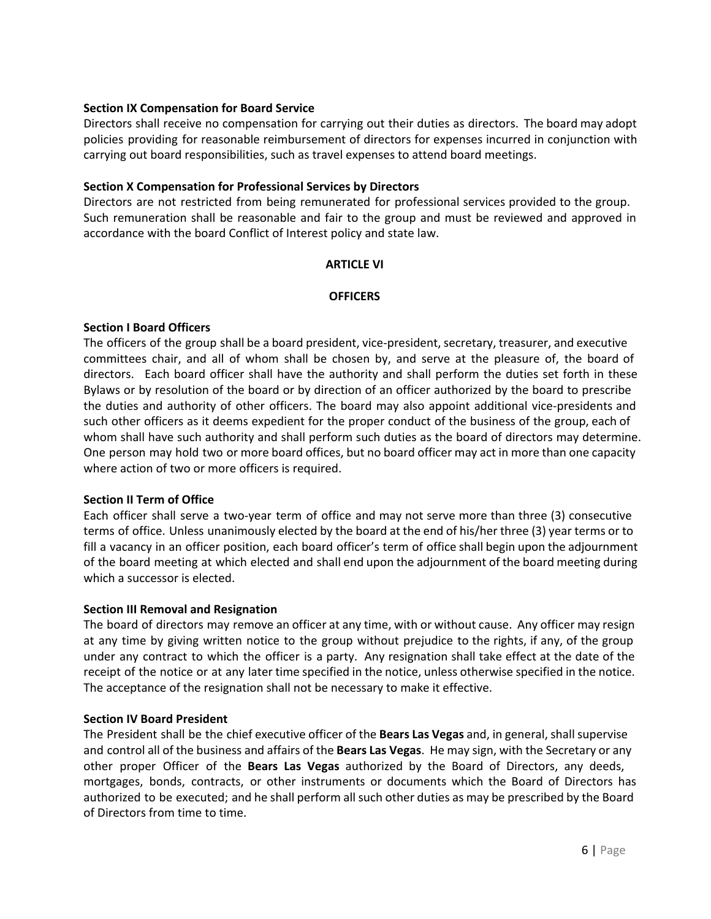**Section IX Compensation for Board Service**

Directors shall receive no compensation for carrying out their duties as directors. The board may adopt policies providing for reasonable reimbursement of directors for expenses incurred in conjunction with carrying out board responsibilities, such as travel expenses to attend board meetings.

**Section X Compensation for Professional Services by Directors**

Directors are not restricted from being remunerated for professional services provided to the group. Such remuneration shall be reasonable and fair to the group and must be reviewed and approved in accordance with the board Conflict of Interest policy and state law.

## ARTICLE VI

## OFFICERS

**Section I Board Officers**

The officers of the group shall be a board president, vice-president, secretary, treasurer, and executive committees chair, and all of whom shall be chosen by, and serve at the pleasure of, the board of directors. Each board officer shall have the authority and shall perform the duties set forth in these Bylaws or by resolution of the board or by direction of an officer authorized by the board to prescribe the duties and authority of other officers. The board may also appoint additional vice-presidents and such other officers as it deems expedient for the proper conduct of the business of the group, each of whom shall have such authority and shall perform such duties as the board of directors may determine. One person may hold two or more board offices, but no board officer may act in more than one capacity where action of two or more officers is required.

**Section II Term of Office**

Each officer shall serve a two-year term of office and may not serve more than three (3) consecutive terms of office. Unless unanimously elected by the board at the end of his/her three (3) year terms or to fill a vacancy in an officer position, each board officer's term of office shall begin upon the adjournment of the board meeting at which elected and shall end upon the adjournment of the board meeting during which a successor is elected.

**Section III Removal and Resignation**

The board of directors may remove an officer at any time, with or without cause. Any officer may resign at any time by giving written notice to the group without prejudice to the rights, if any, of the group under any contract to which the officer is a party. Any resignation shall take effect at the date of the receipt of the notice or at any later time specified in the notice, unless otherwise specified in the notice. The acceptance of the resignation shall not be necessary to make it effective.

**Section IV Board President**

The President shall be the chief executive officer of the **Bears Las Vegas** and, in general, shall supervise and control all of the business and affairs of the **Bears Las Vegas**. He may sign, with the Secretary or any other proper Officer of the **Bears Las Vegas** authorized by the Board of Directors, any deeds, mortgages, bonds, contracts, or other instruments or documents which the Board of Directors has authorized to be executed; and he shall perform all such other duties as may be prescribed by the Board of Directors from time to time.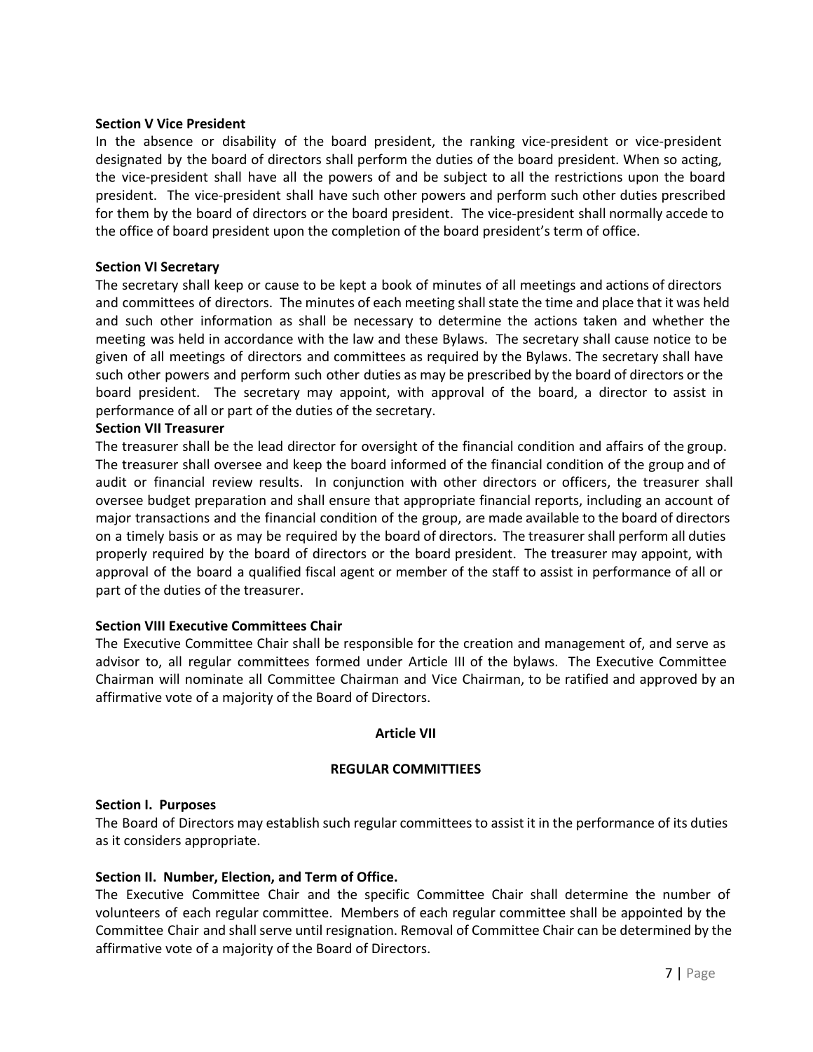**Section V Vice President**
In the absence or disability of the board president, the ranking vice-president or vice-president designated by the board of directors shall perform the duties of the board president. When so acting, the vice-president shall have all the powers of and be subject to all the restrictions upon the board president. The vice-president shall have such other powers and perform such other duties prescribed for them by the board of directors or the board president. The vice-president shall normally accede to the office of board president upon the completion of the board president's term of office.

**Section VI Secretary**
The secretary shall keep or cause to be kept a book of minutes of all meetings and actions of directors and committees of directors. The minutes of each meeting shall state the time and place that it was held and such other information as shall be necessary to determine the actions taken and whether the meeting was held in accordance with the law and these Bylaws. The secretary shall cause notice to be given of all meetings of directors and committees as required by the Bylaws. The secretary shall have such other powers and perform such other duties as may be prescribed by the board of directors or the board president. The secretary may appoint, with approval of the board, a director to assist in performance of all or part of the duties of the secretary.

**Section VII Treasurer**
The treasurer shall be the lead director for oversight of the financial condition and affairs of the group. The treasurer shall oversee and keep the board informed of the financial condition of the group and of audit or financial review results. In conjunction with other directors or officers, the treasurer shall oversee budget preparation and shall ensure that appropriate financial reports, including an account of major transactions and the financial condition of the group, are made available to the board of directors on a timely basis or as may be required by the board of directors. The treasurer shall perform all duties properly required by the board of directors or the board president. The treasurer may appoint, with approval of the board a qualified fiscal agent or member of the staff to assist in performance of all or part of the duties of the treasurer.

**Section VIII Executive Committees Chair**
The Executive Committee Chair shall be responsible for the creation and management of, and serve as advisor to, all regular committees formed under Article III of the bylaws. The Executive Committee Chairman will nominate all Committee Chairman and Vice Chairman, to be ratified and approved by an affirmative vote of a majority of the Board of Directors.

## Article VII

## REGULAR COMMITTIEES

**Section I. Purposes**
The Board of Directors may establish such regular committees to assist it in the performance of its duties as it considers appropriate.

**Section II. Number, Election, and Term of Office.**
The Executive Committee Chair and the specific Committee Chair shall determine the number of volunteers of each regular committee. Members of each regular committee shall be appointed by the Committee Chair and shall serve until resignation. Removal of Committee Chair can be determined by the affirmative vote of a majority of the Board of Directors.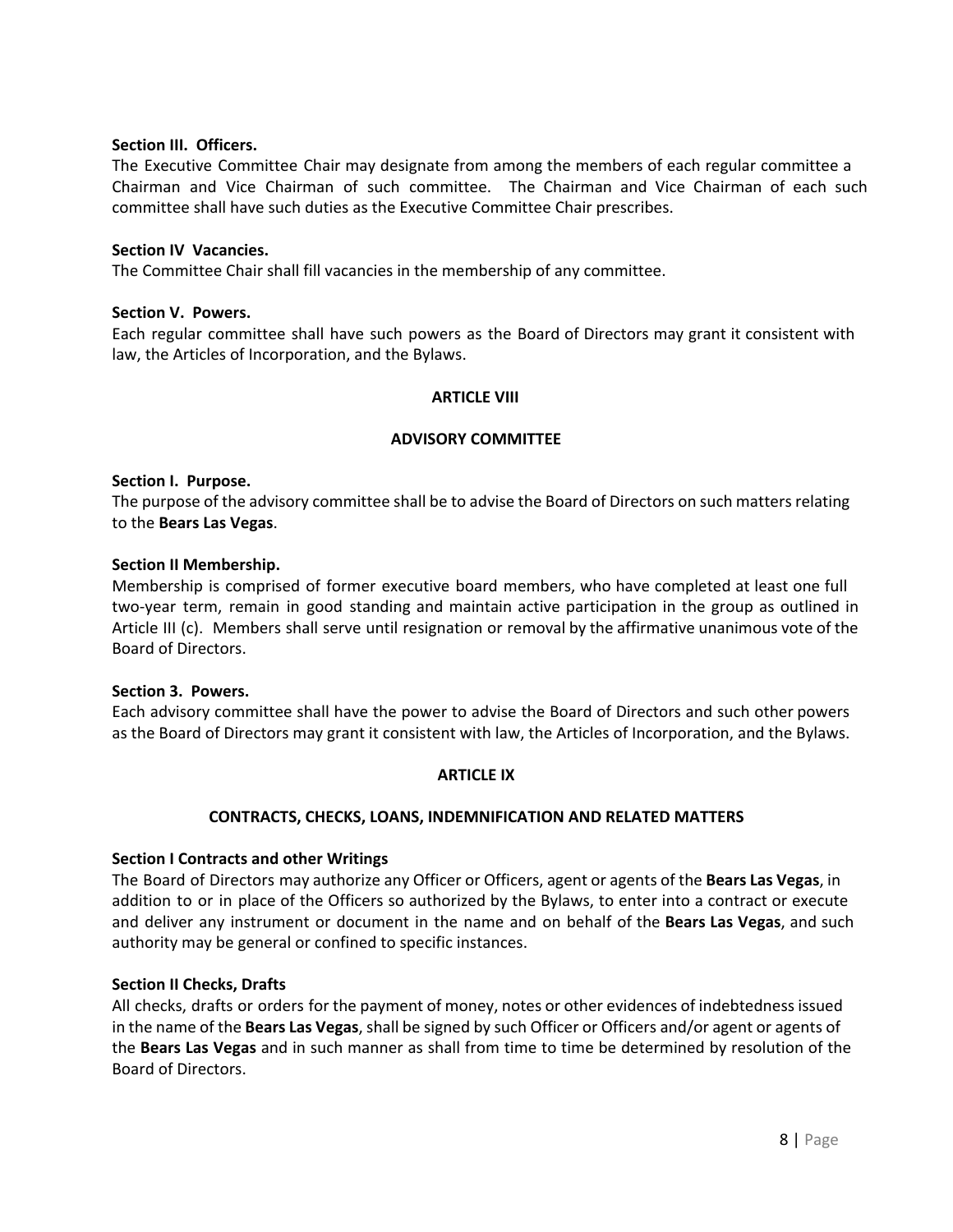**Section III. Officers.**
The Executive Committee Chair may designate from among the members of each regular committee a Chairman and Vice Chairman of such committee. The Chairman and Vice Chairman of each such committee shall have such duties as the Executive Committee Chair prescribes.

**Section IV Vacancies.**
The Committee Chair shall fill vacancies in the membership of any committee.

**Section V. Powers.**
Each regular committee shall have such powers as the Board of Directors may grant it consistent with law, the Articles of Incorporation, and the Bylaws.

## ARTICLE VIII

## ADVISORY COMMITTEE

**Section I. Purpose.**
The purpose of the advisory committee shall be to advise the Board of Directors on such matters relating to the **Bears Las Vegas**.

**Section II Membership.**
Membership is comprised of former executive board members, who have completed at least one full two-year term, remain in good standing and maintain active participation in the group as outlined in Article III (c). Members shall serve until resignation or removal by the affirmative unanimous vote of the Board of Directors.

**Section 3. Powers.**
Each advisory committee shall have the power to advise the Board of Directors and such other powers as the Board of Directors may grant it consistent with law, the Articles of Incorporation, and the Bylaws.

## ARTICLE IX

## CONTRACTS, CHECKS, LOANS, INDEMNIFICATION AND RELATED MATTERS

**Section I Contracts and other Writings**
The Board of Directors may authorize any Officer or Officers, agent or agents of the **Bears Las Vegas**, in addition to or in place of the Officers so authorized by the Bylaws, to enter into a contract or execute and deliver any instrument or document in the name and on behalf of the **Bears Las Vegas**, and such authority may be general or confined to specific instances.

**Section II Checks, Drafts**
All checks, drafts or orders for the payment of money, notes or other evidences of indebtedness issued in the name of the **Bears Las Vegas**, shall be signed by such Officer or Officers and/or agent or agents of the **Bears Las Vegas** and in such manner as shall from time to time be determined by resolution of the Board of Directors.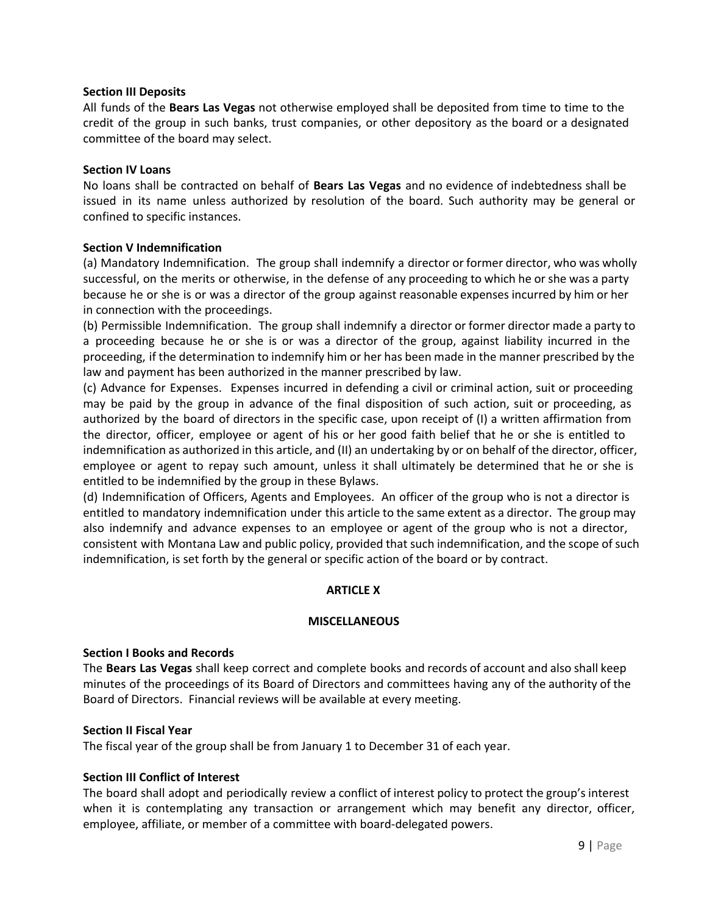**Section III Deposits**

All funds of the **Bears Las Vegas** not otherwise employed shall be deposited from time to time to the credit of the group in such banks, trust companies, or other depository as the board or a designated committee of the board may select.

**Section IV Loans**

No loans shall be contracted on behalf of **Bears Las Vegas** and no evidence of indebtedness shall be issued in its name unless authorized by resolution of the board. Such authority may be general or confined to specific instances.

**Section V Indemnification**

(a) Mandatory Indemnification. The group shall indemnify a director or former director, who was wholly successful, on the merits or otherwise, in the defense of any proceeding to which he or she was a party because he or she is or was a director of the group against reasonable expenses incurred by him or her in connection with the proceedings.

(b) Permissible Indemnification. The group shall indemnify a director or former director made a party to a proceeding because he or she is or was a director of the group, against liability incurred in the proceeding, if the determination to indemnify him or her has been made in the manner prescribed by the law and payment has been authorized in the manner prescribed by law.

(c) Advance for Expenses. Expenses incurred in defending a civil or criminal action, suit or proceeding may be paid by the group in advance of the final disposition of such action, suit or proceeding, as authorized by the board of directors in the specific case, upon receipt of (I) a written affirmation from the director, officer, employee or agent of his or her good faith belief that he or she is entitled to indemnification as authorized in this article, and (II) an undertaking by or on behalf of the director, officer, employee or agent to repay such amount, unless it shall ultimately be determined that he or she is entitled to be indemnified by the group in these Bylaws.

(d) Indemnification of Officers, Agents and Employees. An officer of the group who is not a director is entitled to mandatory indemnification under this article to the same extent as a director. The group may also indemnify and advance expenses to an employee or agent of the group who is not a director, consistent with Montana Law and public policy, provided that such indemnification, and the scope of such indemnification, is set forth by the general or specific action of the board or by contract.

## ARTICLE X

## MISCELLANEOUS

**Section I Books and Records**

The **Bears Las Vegas** shall keep correct and complete books and records of account and also shall keep minutes of the proceedings of its Board of Directors and committees having any of the authority of the Board of Directors. Financial reviews will be available at every meeting.

**Section II Fiscal Year**

The fiscal year of the group shall be from January 1 to December 31 of each year.

**Section III Conflict of Interest**

The board shall adopt and periodically review a conflict of interest policy to protect the group's interest when it is contemplating any transaction or arrangement which may benefit any director, officer, employee, affiliate, or member of a committee with board-delegated powers.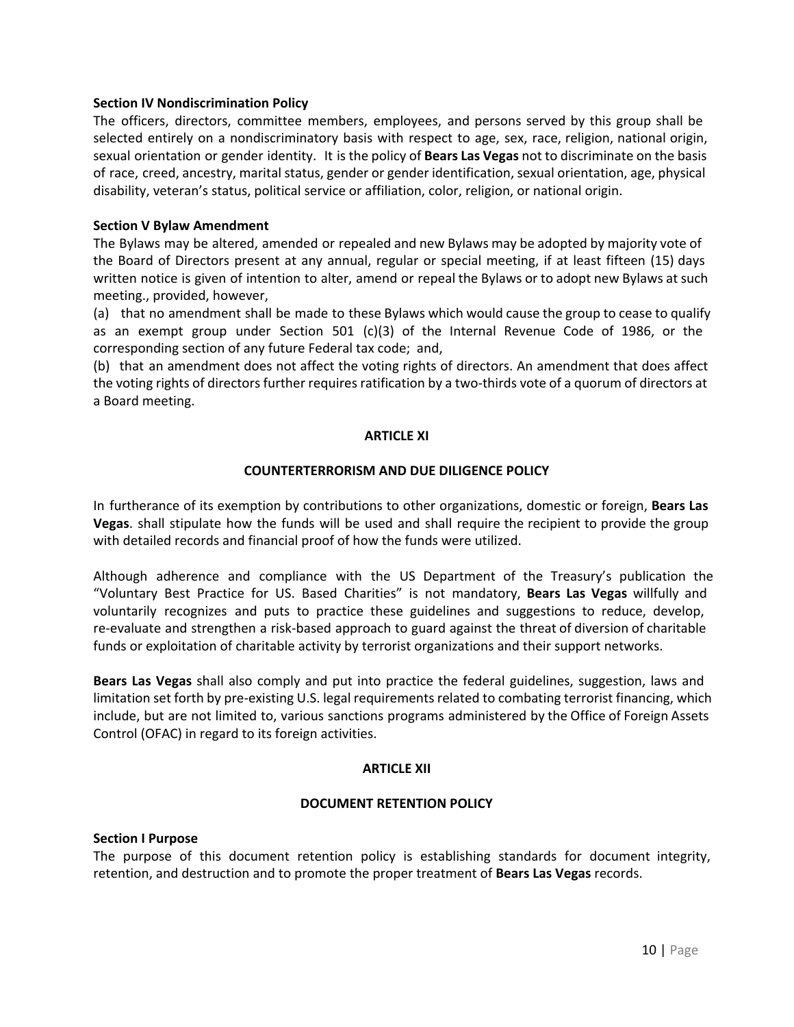**Section IV Nondiscrimination Policy**

The officers, directors, committee members, employees, and persons served by this group shall be selected entirely on a nondiscriminatory basis with respect to age, sex, race, religion, national origin, sexual orientation or gender identity. It is the policy of **Bears Las Vegas** not to discriminate on the basis of race, creed, ancestry, marital status, gender or gender identification, sexual orientation, age, physical disability, veteran's status, political service or affiliation, color, religion, or national origin.

**Section V Bylaw Amendment**

The Bylaws may be altered, amended or repealed and new Bylaws may be adopted by majority vote of the Board of Directors present at any annual, regular or special meeting, if at least fifteen (15) days written notice is given of intention to alter, amend or repeal the Bylaws or to adopt new Bylaws at such meeting., provided, however,

(a) that no amendment shall be made to these Bylaws which would cause the group to cease to qualify as an exempt group under Section 501 (c)(3) of the Internal Revenue Code of 1986, or the corresponding section of any future Federal tax code; and,

(b) that an amendment does not affect the voting rights of directors. An amendment that does affect the voting rights of directors further requires ratification by a two-thirds vote of a quorum of directors at a Board meeting.

## ARTICLE XI

## COUNTERTERRORISM AND DUE DILIGENCE POLICY

In furtherance of its exemption by contributions to other organizations, domestic or foreign, **Bears Las Vegas**. shall stipulate how the funds will be used and shall require the recipient to provide the group with detailed records and financial proof of how the funds were utilized.

Although adherence and compliance with the US Department of the Treasury's publication the "Voluntary Best Practice for US. Based Charities" is not mandatory, **Bears Las Vegas** willfully and voluntarily recognizes and puts to practice these guidelines and suggestions to reduce, develop, re-evaluate and strengthen a risk-based approach to guard against the threat of diversion of charitable funds or exploitation of charitable activity by terrorist organizations and their support networks.

**Bears Las Vegas** shall also comply and put into practice the federal guidelines, suggestion, laws and limitation set forth by pre-existing U.S. legal requirements related to combating terrorist financing, which include, but are not limited to, various sanctions programs administered by the Office of Foreign Assets Control (OFAC) in regard to its foreign activities.

## ARTICLE XII

## DOCUMENT RETENTION POLICY

**Section I Purpose**

The purpose of this document retention policy is establishing standards for document integrity, retention, and destruction and to promote the proper treatment of **Bears Las Vegas** records.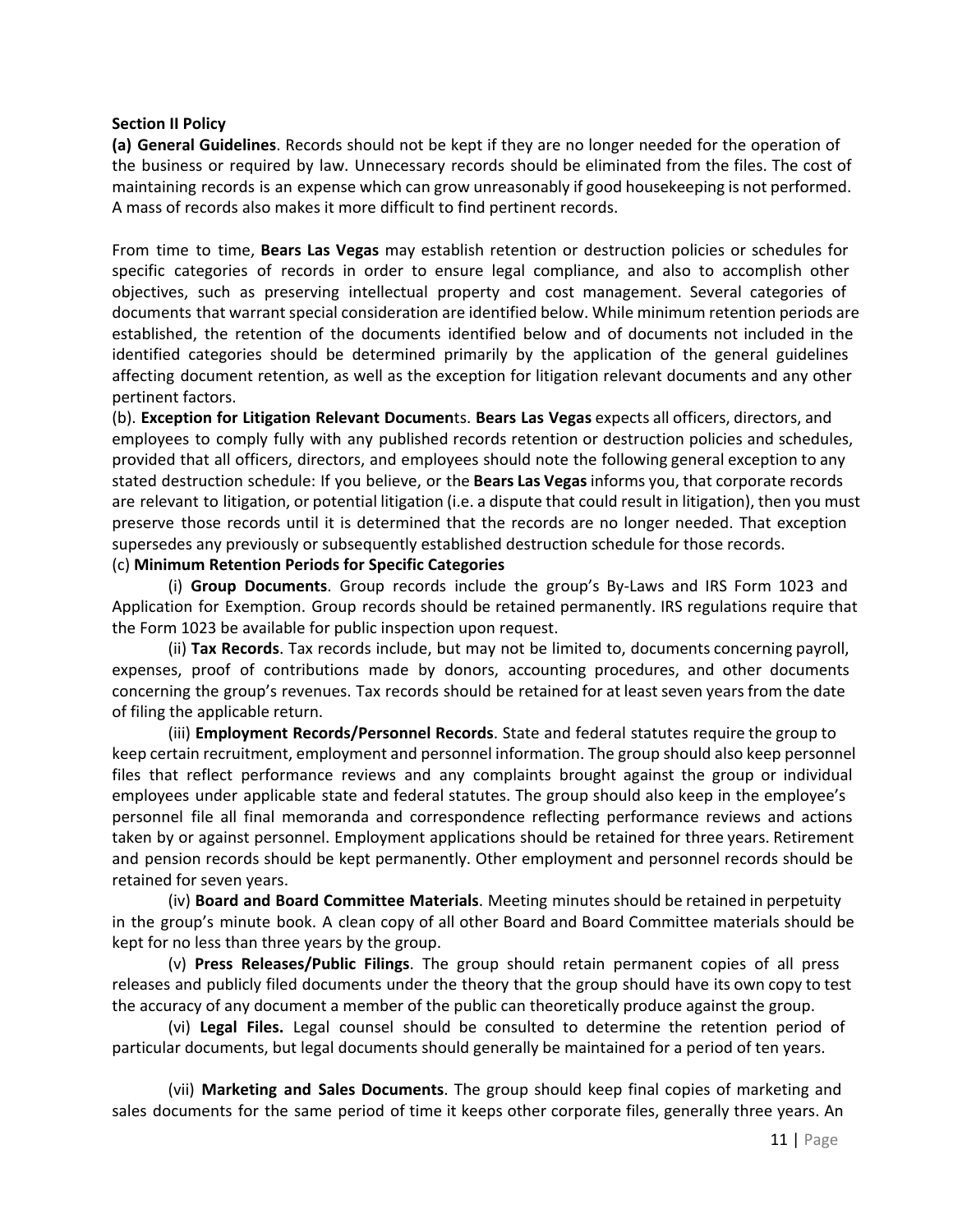**Section II Policy**

**(a) General Guidelines**. Records should not be kept if they are no longer needed for the operation of the business or required by law. Unnecessary records should be eliminated from the files. The cost of maintaining records is an expense which can grow unreasonably if good housekeeping is not performed. A mass of records also makes it more difficult to find pertinent records.

From time to time, **Bears Las Vegas** may establish retention or destruction policies or schedules for specific categories of records in order to ensure legal compliance, and also to accomplish other objectives, such as preserving intellectual property and cost management. Several categories of documents that warrant special consideration are identified below. While minimum retention periods are established, the retention of the documents identified below and of documents not included in the identified categories should be determined primarily by the application of the general guidelines affecting document retention, as well as the exception for litigation relevant documents and any other pertinent factors.

(b). **Exception for Litigation Relevant Documen**ts. **Bears Las Vegas** expects all officers, directors, and employees to comply fully with any published records retention or destruction policies and schedules, provided that all officers, directors, and employees should note the following general exception to any stated destruction schedule: If you believe, or the **Bears Las Vegas** informs you, that corporate records are relevant to litigation, or potential litigation (i.e. a dispute that could result in litigation), then you must preserve those records until it is determined that the records are no longer needed. That exception supersedes any previously or subsequently established destruction schedule for those records.

(c) **Minimum Retention Periods for Specific Categories**

(i) **Group Documents**. Group records include the group's By-Laws and IRS Form 1023 and Application for Exemption. Group records should be retained permanently. IRS regulations require that the Form 1023 be available for public inspection upon request.

(ii) **Tax Records**. Tax records include, but may not be limited to, documents concerning payroll, expenses, proof of contributions made by donors, accounting procedures, and other documents concerning the group's revenues. Tax records should be retained for at least seven years from the date of filing the applicable return.

(iii) **Employment Records/Personnel Records**. State and federal statutes require the group to keep certain recruitment, employment and personnel information. The group should also keep personnel files that reflect performance reviews and any complaints brought against the group or individual employees under applicable state and federal statutes. The group should also keep in the employee's personnel file all final memoranda and correspondence reflecting performance reviews and actions taken by or against personnel. Employment applications should be retained for three years. Retirement and pension records should be kept permanently. Other employment and personnel records should be retained for seven years.

(iv) **Board and Board Committee Materials**. Meeting minutes should be retained in perpetuity in the group's minute book. A clean copy of all other Board and Board Committee materials should be kept for no less than three years by the group.

(v) **Press Releases/Public Filings**. The group should retain permanent copies of all press releases and publicly filed documents under the theory that the group should have its own copy to test the accuracy of any document a member of the public can theoretically produce against the group.

(vi) **Legal Files.** Legal counsel should be consulted to determine the retention period of particular documents, but legal documents should generally be maintained for a period of ten years.

(vii) **Marketing and Sales Documents**. The group should keep final copies of marketing and sales documents for the same period of time it keeps other corporate files, generally three years. An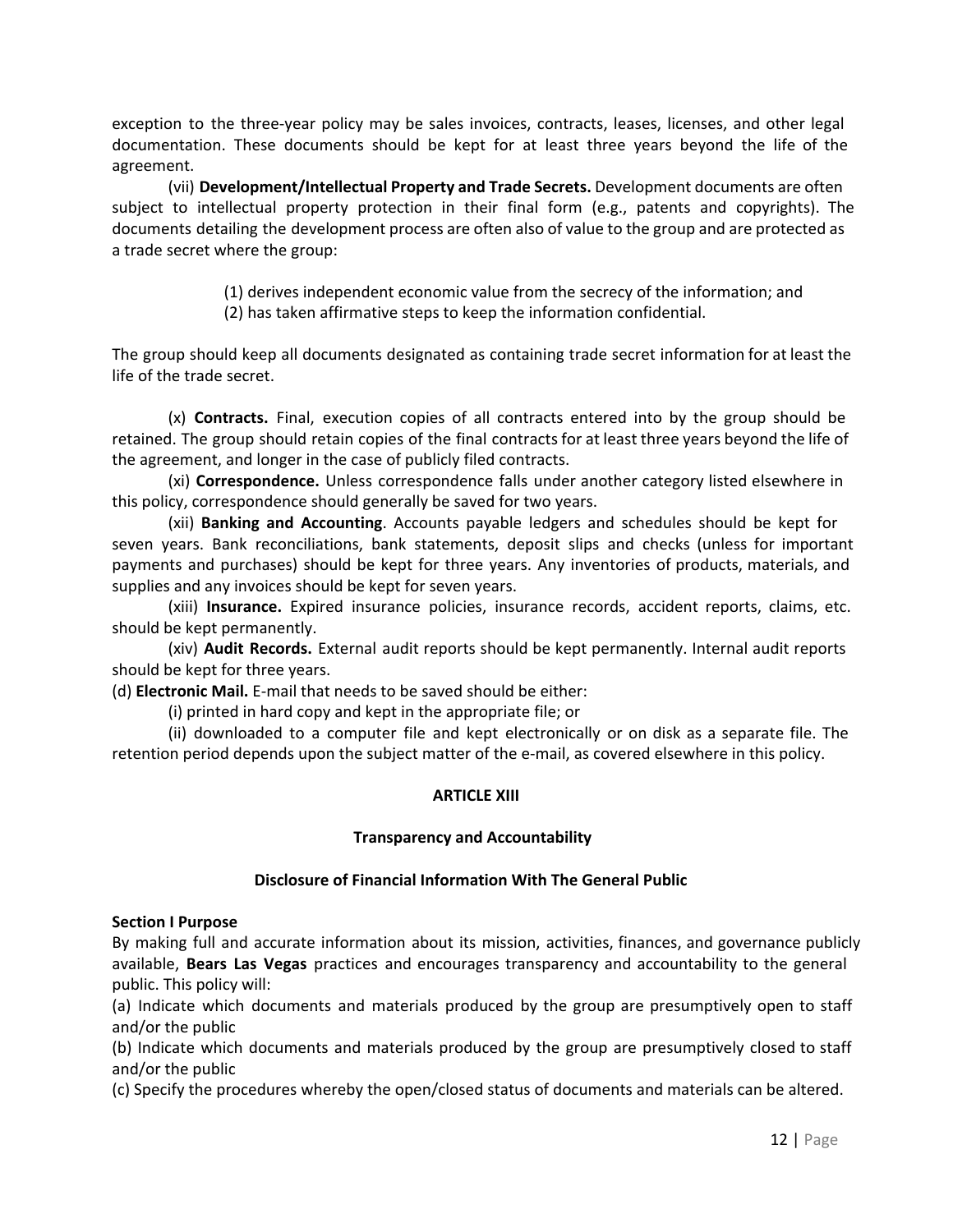exception to the three-year policy may be sales invoices, contracts, leases, licenses, and other legal documentation. These documents should be kept for at least three years beyond the life of the agreement.

(vii) **Development/Intellectual Property and Trade Secrets.** Development documents are often subject to intellectual property protection in their final form (e.g., patents and copyrights). The documents detailing the development process are often also of value to the group and are protected as a trade secret where the group:

(1) derives independent economic value from the secrecy of the information; and
(2) has taken affirmative steps to keep the information confidential.

The group should keep all documents designated as containing trade secret information for at least the life of the trade secret.

(x) **Contracts.** Final, execution copies of all contracts entered into by the group should be retained. The group should retain copies of the final contracts for at least three years beyond the life of the agreement, and longer in the case of publicly filed contracts.

(xi) **Correspondence.** Unless correspondence falls under another category listed elsewhere in this policy, correspondence should generally be saved for two years.

(xii) **Banking and Accounting**. Accounts payable ledgers and schedules should be kept for seven years. Bank reconciliations, bank statements, deposit slips and checks (unless for important payments and purchases) should be kept for three years. Any inventories of products, materials, and supplies and any invoices should be kept for seven years.

(xiii) **Insurance.** Expired insurance policies, insurance records, accident reports, claims, etc. should be kept permanently.

(xiv) **Audit Records.** External audit reports should be kept permanently. Internal audit reports should be kept for three years.

(d) **Electronic Mail.** E-mail that needs to be saved should be either:

(i) printed in hard copy and kept in the appropriate file; or

(ii) downloaded to a computer file and kept electronically or on disk as a separate file. The retention period depends upon the subject matter of the e-mail, as covered elsewhere in this policy.

## ARTICLE XIII

### Transparency and Accountability

### Disclosure of Financial Information With The General Public

**Section I Purpose**

By making full and accurate information about its mission, activities, finances, and governance publicly available, **Bears Las Vegas** practices and encourages transparency and accountability to the general public. This policy will:

(a) Indicate which documents and materials produced by the group are presumptively open to staff and/or the public

(b) Indicate which documents and materials produced by the group are presumptively closed to staff and/or the public

(c) Specify the procedures whereby the open/closed status of documents and materials can be altered.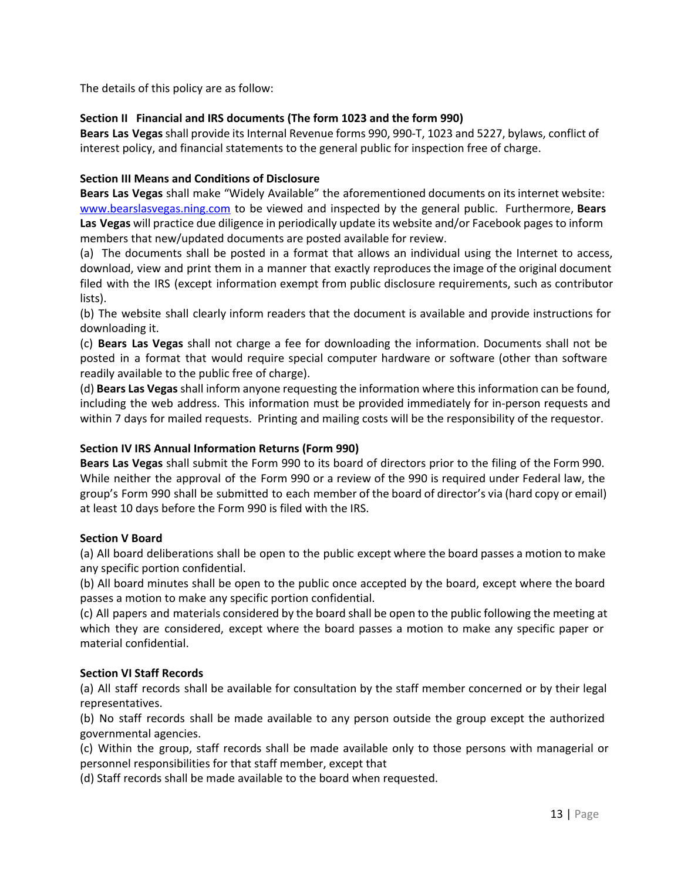The details of this policy are as follow:

**Section II Financial and IRS documents (The form 1023 and the form 990)**

**Bears Las Vegas** shall provide its Internal Revenue forms 990, 990-T, 1023 and 5227, bylaws, conflict of interest policy, and financial statements to the general public for inspection free of charge.

**Section III Means and Conditions of Disclosure**

**Bears Las Vegas** shall make "Widely Available" the aforementioned documents on its internet website: [www.bearslasvegas.ning.com](www.bearslasvegas.ning.com) to be viewed and inspected by the general public. Furthermore, **Bears Las Vegas** will practice due diligence in periodically update its website and/or Facebook pages to inform members that new/updated documents are posted available for review.

(a) The documents shall be posted in a format that allows an individual using the Internet to access, download, view and print them in a manner that exactly reproduces the image of the original document filed with the IRS (except information exempt from public disclosure requirements, such as contributor lists).

(b) The website shall clearly inform readers that the document is available and provide instructions for downloading it.

(c) **Bears Las Vegas** shall not charge a fee for downloading the information. Documents shall not be posted in a format that would require special computer hardware or software (other than software readily available to the public free of charge).

(d) **Bears Las Vegas** shall inform anyone requesting the information where this information can be found, including the web address. This information must be provided immediately for in-person requests and within 7 days for mailed requests. Printing and mailing costs will be the responsibility of the requestor.

**Section IV IRS Annual Information Returns (Form 990)**

**Bears Las Vegas** shall submit the Form 990 to its board of directors prior to the filing of the Form 990. While neither the approval of the Form 990 or a review of the 990 is required under Federal law, the group's Form 990 shall be submitted to each member of the board of director's via (hard copy or email) at least 10 days before the Form 990 is filed with the IRS.

**Section V Board**

(a) All board deliberations shall be open to the public except where the board passes a motion to make any specific portion confidential.

(b) All board minutes shall be open to the public once accepted by the board, except where the board passes a motion to make any specific portion confidential.

(c) All papers and materials considered by the board shall be open to the public following the meeting at which they are considered, except where the board passes a motion to make any specific paper or material confidential.

**Section VI Staff Records**

(a) All staff records shall be available for consultation by the staff member concerned or by their legal representatives.

(b) No staff records shall be made available to any person outside the group except the authorized governmental agencies.

(c) Within the group, staff records shall be made available only to those persons with managerial or personnel responsibilities for that staff member, except that

(d) Staff records shall be made available to the board when requested.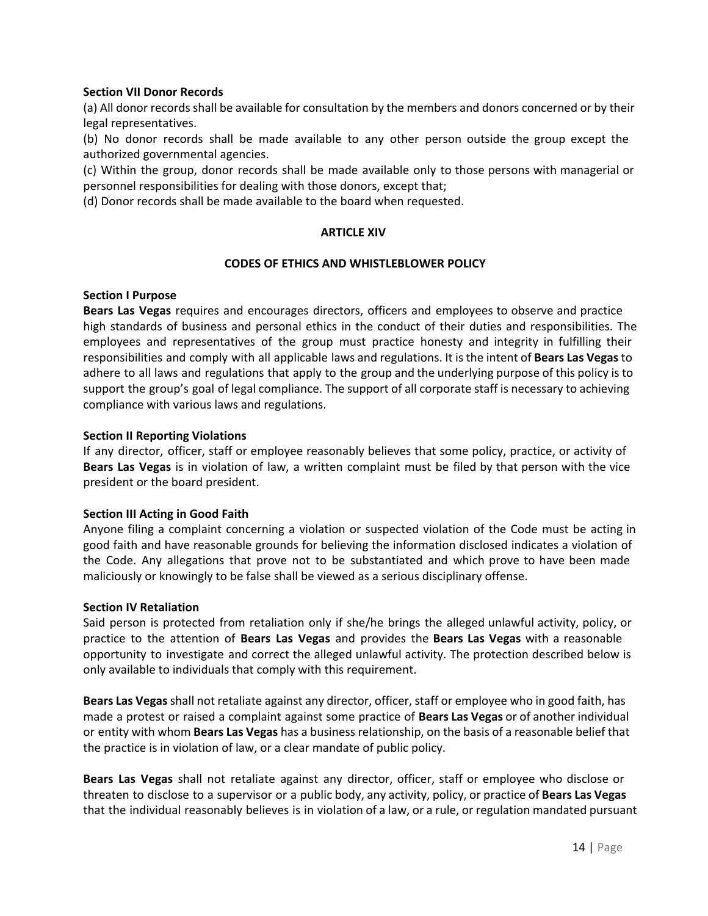**Section VII Donor Records**

(a) All donor records shall be available for consultation by the members and donors concerned or by their legal representatives.

(b) No donor records shall be made available to any other person outside the group except the authorized governmental agencies.

(c) Within the group, donor records shall be made available only to those persons with managerial or personnel responsibilities for dealing with those donors, except that;

(d) Donor records shall be made available to the board when requested.

## ARTICLE XIV

## CODES OF ETHICS AND WHISTLEBLOWER POLICY

**Section I Purpose**

**Bears Las Vegas** requires and encourages directors, officers and employees to observe and practice high standards of business and personal ethics in the conduct of their duties and responsibilities. The employees and representatives of the group must practice honesty and integrity in fulfilling their responsibilities and comply with all applicable laws and regulations. It is the intent of **Bears Las Vegas** to adhere to all laws and regulations that apply to the group and the underlying purpose of this policy is to support the group's goal of legal compliance. The support of all corporate staff is necessary to achieving compliance with various laws and regulations.

**Section II Reporting Violations**

If any director, officer, staff or employee reasonably believes that some policy, practice, or activity of **Bears Las Vegas** is in violation of law, a written complaint must be filed by that person with the vice president or the board president.

**Section III Acting in Good Faith**

Anyone filing a complaint concerning a violation or suspected violation of the Code must be acting in good faith and have reasonable grounds for believing the information disclosed indicates a violation of the Code. Any allegations that prove not to be substantiated and which prove to have been made maliciously or knowingly to be false shall be viewed as a serious disciplinary offense.

**Section IV Retaliation**

Said person is protected from retaliation only if she/he brings the alleged unlawful activity, policy, or practice to the attention of **Bears Las Vegas** and provides the **Bears Las Vegas** with a reasonable opportunity to investigate and correct the alleged unlawful activity. The protection described below is only available to individuals that comply with this requirement.

**Bears Las Vegas** shall not retaliate against any director, officer, staff or employee who in good faith, has made a protest or raised a complaint against some practice of **Bears Las Vegas** or of another individual or entity with whom **Bears Las Vegas** has a business relationship, on the basis of a reasonable belief that the practice is in violation of law, or a clear mandate of public policy.

**Bears Las Vegas** shall not retaliate against any director, officer, staff or employee who disclose or threaten to disclose to a supervisor or a public body, any activity, policy, or practice of **Bears Las Vegas** that the individual reasonably believes is in violation of a law, or a rule, or regulation mandated pursuant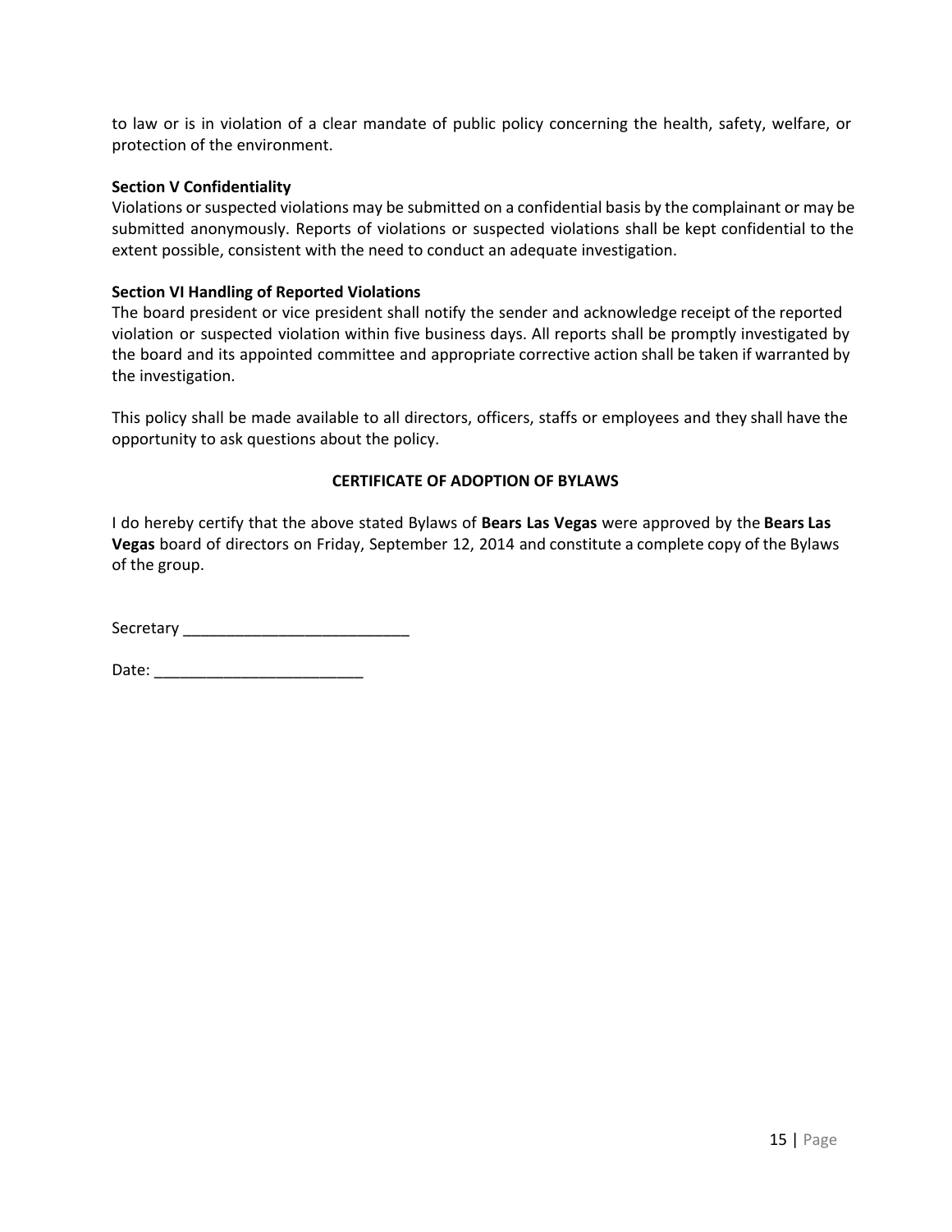to law or is in violation of a clear mandate of public policy concerning the health, safety, welfare, or protection of the environment.

**Section V Confidentiality**

Violations or suspected violations may be submitted on a confidential basis by the complainant or may be submitted anonymously. Reports of violations or suspected violations shall be kept confidential to the extent possible, consistent with the need to conduct an adequate investigation.

**Section VI Handling of Reported Violations**

The board president or vice president shall notify the sender and acknowledge receipt of the reported violation or suspected violation within five business days. All reports shall be promptly investigated by the board and its appointed committee and appropriate corrective action shall be taken if warranted by the investigation.

This policy shall be made available to all directors, officers, staffs or employees and they shall have the opportunity to ask questions about the policy.

**CERTIFICATE OF ADOPTION OF BYLAWS**

I do hereby certify that the above stated Bylaws of **Bears Las Vegas** were approved by the **Bears Las Vegas** board of directors on Friday, September 12, 2014 and constitute a complete copy of the Bylaws of the group.

Secretary ___________________________

Date: _________________________